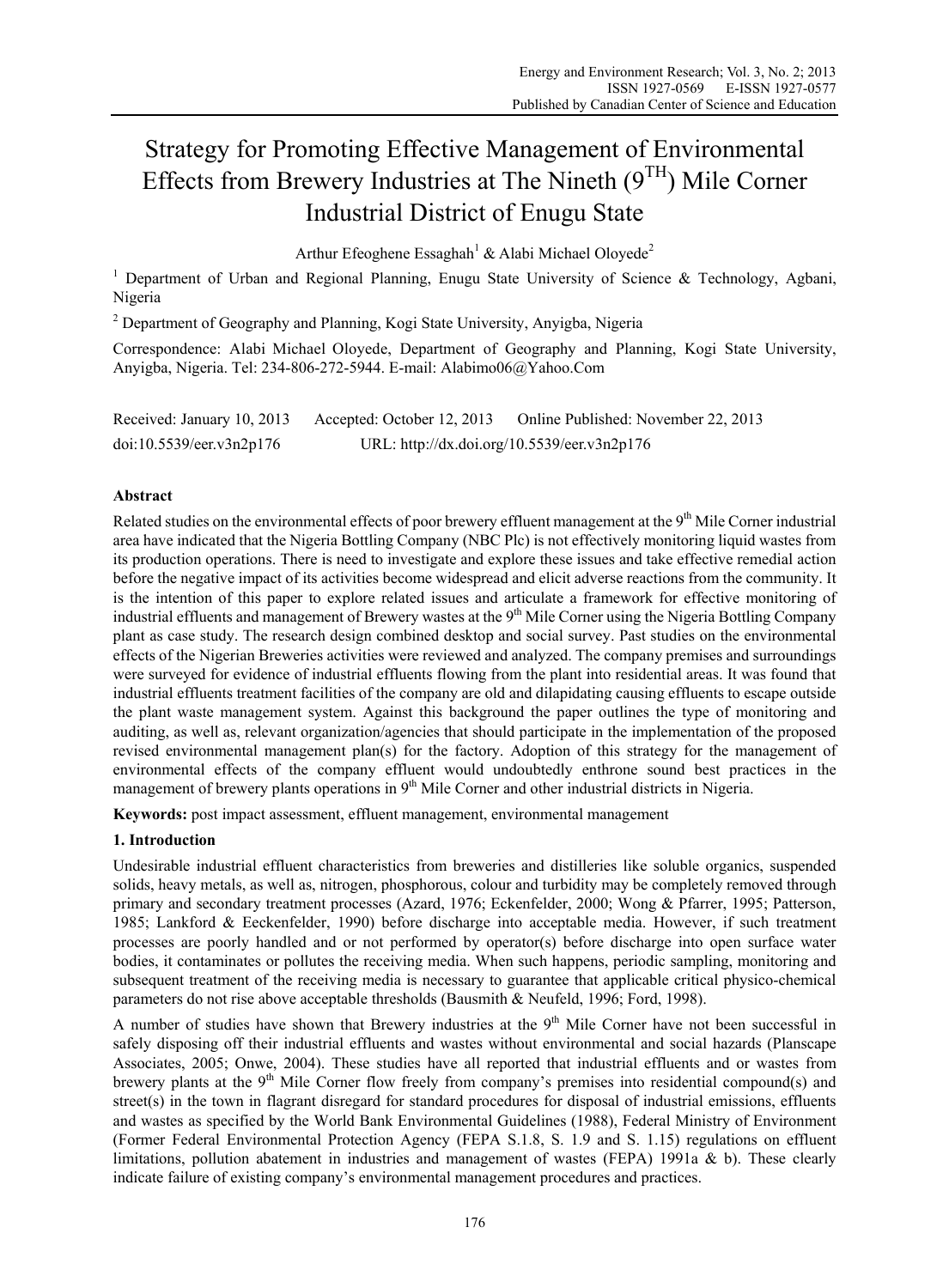# Strategy for Promoting Effective Management of Environmental Effects from Brewery Industries at The Nineth ($9^{TH}$) Mile Corner Industrial District of Enugu State

Arthur Efeoghene Essaghah[1] & Alabi Michael Oloyede[2]

[1] Department of Urban and Regional Planning, Enugu State University of Science & Technology, Agbani, Nigeria

[2] Department of Geography and Planning, Kogi State University, Anyigba, Nigeria

Correspondence: Alabi Michael Oloyede, Department of Geography and Planning, Kogi State University, Anyigba, Nigeria. Tel: 234-806-272-5944. E-mail: Alabimo06@Yahoo.Com

Received: January 10, 2013 Accepted: October 12, 2013 Online Published: November 22, 2013

doi:10.5539/eer.v3n2p176 URL: http://dx.doi.org/10.5539/eer.v3n2p176

## Abstract

Related studies on the environmental effects of poor brewery effluent management at the 9th Mile Corner industrial area have indicated that the Nigeria Bottling Company (NBC Plc) is not effectively monitoring liquid wastes from its production operations. There is need to investigate and explore these issues and take effective remedial action before the negative impact of its activities become widespread and elicit adverse reactions from the community. It is the intention of this paper to explore related issues and articulate a framework for effective monitoring of industrial effluents and management of Brewery wastes at the 9th Mile Corner using the Nigeria Bottling Company plant as case study. The research design combined desktop and social survey. Past studies on the environmental effects of the Nigerian Breweries activities were reviewed and analyzed. The company premises and surroundings were surveyed for evidence of industrial effluents flowing from the plant into residential areas. It was found that industrial effluents treatment facilities of the company are old and dilapidating causing effluents to escape outside the plant waste management system. Against this background the paper outlines the type of monitoring and auditing, as well as, relevant organization/agencies that should participate in the implementation of the proposed revised environmental management plan(s) for the factory. Adoption of this strategy for the management of environmental effects of the company effluent would undoubtedly enthrone sound best practices in the management of brewery plants operations in 9th Mile Corner and other industrial districts in Nigeria.

**Keywords:** post impact assessment, effluent management, environmental management

## 1. Introduction

Undesirable industrial effluent characteristics from breweries and distilleries like soluble organics, suspended solids, heavy metals, as well as, nitrogen, phosphorous, colour and turbidity may be completely removed through primary and secondary treatment processes (Azard, 1976; Eckenfelder, 2000; Wong & Pfarrer, 1995; Patterson, 1985; Lankford & Eeckenfelder, 1990) before discharge into acceptable media. However, if such treatment processes are poorly handled and or not performed by operator(s) before discharge into open surface water bodies, it contaminates or pollutes the receiving media. When such happens, periodic sampling, monitoring and subsequent treatment of the receiving media is necessary to guarantee that applicable critical physico-chemical parameters do not rise above acceptable thresholds (Bausmith & Neufeld, 1996; Ford, 1998).

A number of studies have shown that Brewery industries at the 9th Mile Corner have not been successful in safely disposing off their industrial effluents and wastes without environmental and social hazards (Planscape Associates, 2005; Onwe, 2004). These studies have all reported that industrial effluents and or wastes from brewery plants at the 9th Mile Corner flow freely from company's premises into residential compound(s) and street(s) in the town in flagrant disregard for standard procedures for disposal of industrial emissions, effluents and wastes as specified by the World Bank Environmental Guidelines (1988), Federal Ministry of Environment (Former Federal Environmental Protection Agency (FEPA S.1.8, S. 1.9 and S. 1.15) regulations on effluent limitations, pollution abatement in industries and management of wastes (FEPA) 1991a & b). These clearly indicate failure of existing company's environmental management procedures and practices.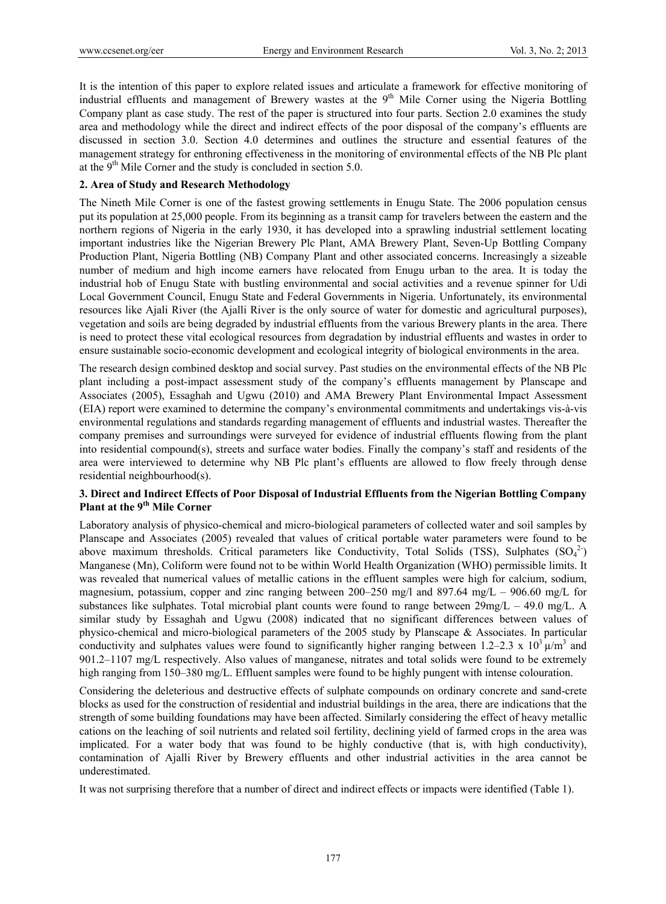It is the intention of this paper to explore related issues and articulate a framework for effective monitoring of industrial effluents and management of Brewery wastes at the 9th Mile Corner using the Nigeria Bottling Company plant as case study. The rest of the paper is structured into four parts. Section 2.0 examines the study area and methodology while the direct and indirect effects of the poor disposal of the company's effluents are discussed in section 3.0. Section 4.0 determines and outlines the structure and essential features of the management strategy for enthroning effectiveness in the monitoring of environmental effects of the NB Plc plant at the 9th Mile Corner and the study is concluded in section 5.0.

## 2. Area of Study and Research Methodology

The Nineth Mile Corner is one of the fastest growing settlements in Enugu State. The 2006 population census put its population at 25,000 people. From its beginning as a transit camp for travelers between the eastern and the northern regions of Nigeria in the early 1930, it has developed into a sprawling industrial settlement locating important industries like the Nigerian Brewery Plc Plant, AMA Brewery Plant, Seven-Up Bottling Company Production Plant, Nigeria Bottling (NB) Company Plant and other associated concerns. Increasingly a sizeable number of medium and high income earners have relocated from Enugu urban to the area. It is today the industrial hob of Enugu State with bustling environmental and social activities and a revenue spinner for Udi Local Government Council, Enugu State and Federal Governments in Nigeria. Unfortunately, its environmental resources like Ajali River (the Ajalli River is the only source of water for domestic and agricultural purposes), vegetation and soils are being degraded by industrial effluents from the various Brewery plants in the area. There is need to protect these vital ecological resources from degradation by industrial effluents and wastes in order to ensure sustainable socio-economic development and ecological integrity of biological environments in the area.

The research design combined desktop and social survey. Past studies on the environmental effects of the NB Plc plant including a post-impact assessment study of the company's effluents management by Planscape and Associates (2005), Essaghah and Ugwu (2010) and AMA Brewery Plant Environmental Impact Assessment (EIA) report were examined to determine the company's environmental commitments and undertakings vis-à-vis environmental regulations and standards regarding management of effluents and industrial wastes. Thereafter the company premises and surroundings were surveyed for evidence of industrial effluents flowing from the plant into residential compound(s), streets and surface water bodies. Finally the company's staff and residents of the area were interviewed to determine why NB Plc plant's effluents are allowed to flow freely through dense residential neighbourhood(s).

## 3. Direct and Indirect Effects of Poor Disposal of Industrial Effluents from the Nigerian Bottling Company Plant at the 9th Mile Corner

Laboratory analysis of physico-chemical and micro-biological parameters of collected water and soil samples by Planscape and Associates (2005) revealed that values of critical portable water parameters were found to be above maximum thresholds. Critical parameters like Conductivity, Total Solids (TSS), Sulphates ($SO_4^{2-}$) Manganese (Mn), Coliform were found not to be within World Health Organization (WHO) permissible limits. It was revealed that numerical values of metallic cations in the effluent samples were high for calcium, sodium, magnesium, potassium, copper and zinc ranging between 200–250 mg/l and 897.64 mg/L – 906.60 mg/L for substances like sulphates. Total microbial plant counts were found to range between 29mg/L – 49.0 mg/L. A similar study by Essaghah and Ugwu (2008) indicated that no significant differences between values of physico-chemical and micro-biological parameters of the 2005 study by Planscape & Associates. In particular conductivity and sulphates values were found to significantly higher ranging between $1.2–2.3 \times 10^3$ μ/m$^3$ and 901.2–1107 mg/L respectively. Also values of manganese, nitrates and total solids were found to be extremely high ranging from 150–380 mg/L. Effluent samples were found to be highly pungent with intense colouration.

Considering the deleterious and destructive effects of sulphate compounds on ordinary concrete and sand-crete blocks as used for the construction of residential and industrial buildings in the area, there are indications that the strength of some building foundations may have been affected. Similarly considering the effect of heavy metallic cations on the leaching of soil nutrients and related soil fertility, declining yield of farmed crops in the area was implicated. For a water body that was found to be highly conductive (that is, with high conductivity), contamination of Ajalli River by Brewery effluents and other industrial activities in the area cannot be underestimated.

It was not surprising therefore that a number of direct and indirect effects or impacts were identified (Table 1).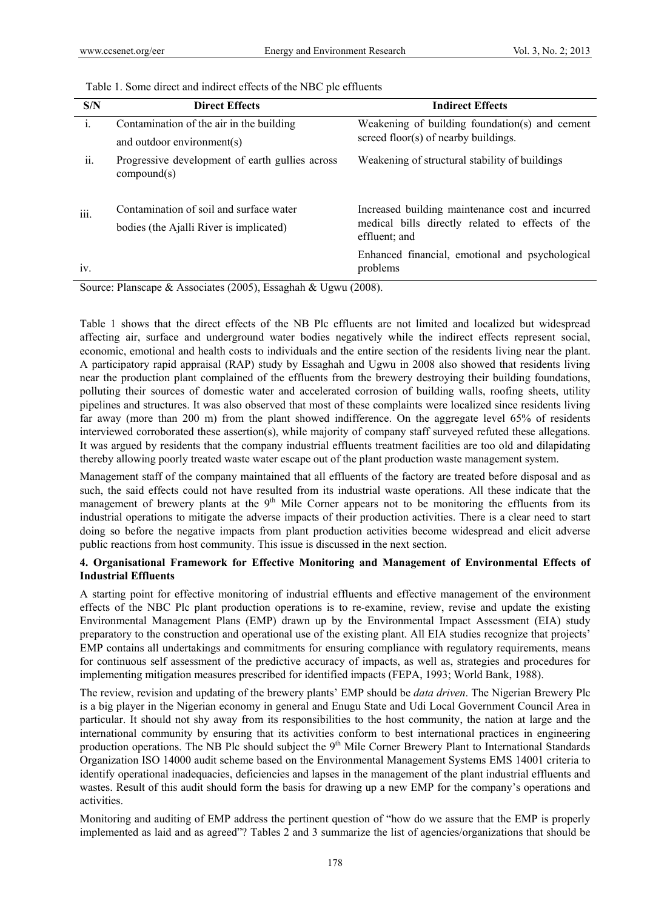Table 1. Some direct and indirect effects of the NBC plc effluents

| S/N | Direct Effects | Indirect Effects |
|---|---|---|
| i. | Contamination of the air in the building and outdoor environment(s) | Weakening of building foundation(s) and cement screed floor(s) of nearby buildings. |
| ii. | Progressive development of earth gullies across compound(s) | Weakening of structural stability of buildings |
| iii. | Contamination of soil and surface water bodies (the Ajalli River is implicated) | Increased building maintenance cost and incurred medical bills directly related to effects of the effluent; and |
| iv. | | Enhanced financial, emotional and psychological problems |

Source: Planscape & Associates (2005), Essaghah & Ugwu (2008).

Table 1 shows that the direct effects of the NB Plc effluents are not limited and localized but widespread affecting air, surface and underground water bodies negatively while the indirect effects represent social, economic, emotional and health costs to individuals and the entire section of the residents living near the plant. A participatory rapid appraisal (RAP) study by Essaghah and Ugwu in 2008 also showed that residents living near the production plant complained of the effluents from the brewery destroying their building foundations, polluting their sources of domestic water and accelerated corrosion of building walls, roofing sheets, utility pipelines and structures. It was also observed that most of these complaints were localized since residents living far away (more than 200 m) from the plant showed indifference. On the aggregate level 65% of residents interviewed corroborated these assertion(s), while majority of company staff surveyed refuted these allegations. It was argued by residents that the company industrial effluents treatment facilities are too old and dilapidating thereby allowing poorly treated waste water escape out of the plant production waste management system.

Management staff of the company maintained that all effluents of the factory are treated before disposal and as such, the said effects could not have resulted from its industrial waste operations. All these indicate that the management of brewery plants at the 9th Mile Corner appears not to be monitoring the effluents from its industrial operations to mitigate the adverse impacts of their production activities. There is a clear need to start doing so before the negative impacts from plant production activities become widespread and elicit adverse public reactions from host community. This issue is discussed in the next section.

## 4. Organisational Framework for Effective Monitoring and Management of Environmental Effects of Industrial Effluents

A starting point for effective monitoring of industrial effluents and effective management of the environment effects of the NBC Plc plant production operations is to re-examine, review, revise and update the existing Environmental Management Plans (EMP) drawn up by the Environmental Impact Assessment (EIA) study preparatory to the construction and operational use of the existing plant. All EIA studies recognize that projects' EMP contains all undertakings and commitments for ensuring compliance with regulatory requirements, means for continuous self assessment of the predictive accuracy of impacts, as well as, strategies and procedures for implementing mitigation measures prescribed for identified impacts (FEPA, 1993; World Bank, 1988).

The review, revision and updating of the brewery plants' EMP should be *data driven*. The Nigerian Brewery Plc is a big player in the Nigerian economy in general and Enugu State and Udi Local Government Council Area in particular. It should not shy away from its responsibilities to the host community, the nation at large and the international community by ensuring that its activities conform to best international practices in engineering production operations. The NB Plc should subject the 9th Mile Corner Brewery Plant to International Standards Organization ISO 14000 audit scheme based on the Environmental Management Systems EMS 14001 criteria to identify operational inadequacies, deficiencies and lapses in the management of the plant industrial effluents and wastes. Result of this audit should form the basis for drawing up a new EMP for the company's operations and activities.

Monitoring and auditing of EMP address the pertinent question of "how do we assure that the EMP is properly implemented as laid and as agreed"? Tables 2 and 3 summarize the list of agencies/organizations that should be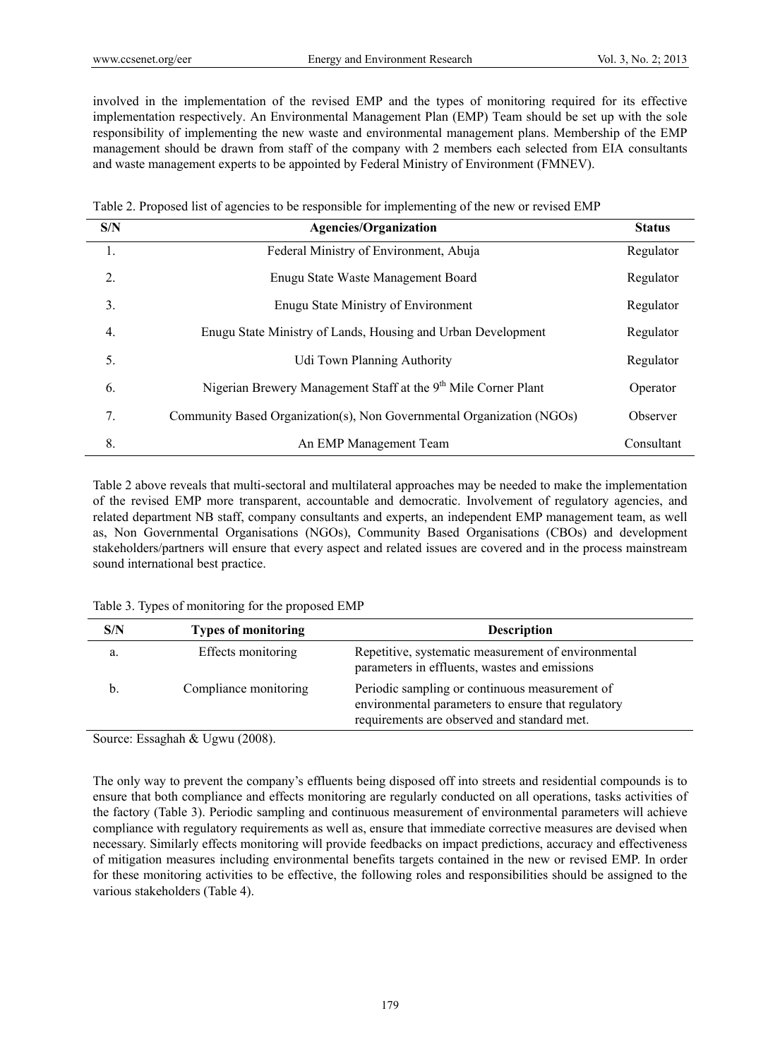involved in the implementation of the revised EMP and the types of monitoring required for its effective implementation respectively. An Environmental Management Plan (EMP) Team should be set up with the sole responsibility of implementing the new waste and environmental management plans. Membership of the EMP management should be drawn from staff of the company with 2 members each selected from EIA consultants and waste management experts to be appointed by Federal Ministry of Environment (FMNEV).

Table 2. Proposed list of agencies to be responsible for implementing of the new or revised EMP

| S/N | Agencies/Organization | Status |
|---|---|---|
| 1. | Federal Ministry of Environment, Abuja | Regulator |
| 2. | Enugu State Waste Management Board | Regulator |
| 3. | Enugu State Ministry of Environment | Regulator |
| 4. | Enugu State Ministry of Lands, Housing and Urban Development | Regulator |
| 5. | Udi Town Planning Authority | Regulator |
| 6. | Nigerian Brewery Management Staff at the 9th Mile Corner Plant | Operator |
| 7. | Community Based Organization(s), Non Governmental Organization (NGOs) | Observer |
| 8. | An EMP Management Team | Consultant |

Table 2 above reveals that multi-sectoral and multilateral approaches may be needed to make the implementation of the revised EMP more transparent, accountable and democratic. Involvement of regulatory agencies, and related department NB staff, company consultants and experts, an independent EMP management team, as well as, Non Governmental Organisations (NGOs), Community Based Organisations (CBOs) and development stakeholders/partners will ensure that every aspect and related issues are covered and in the process mainstream sound international best practice.

Table 3. Types of monitoring for the proposed EMP

| S/N | Types of monitoring | Description |
|---|---|---|
| a. | Effects monitoring | Repetitive, systematic measurement of environmental parameters in effluents, wastes and emissions |
| b. | Compliance monitoring | Periodic sampling or continuous measurement of environmental parameters to ensure that regulatory requirements are observed and standard met. |

Source: Essaghah & Ugwu (2008).

The only way to prevent the company's effluents being disposed off into streets and residential compounds is to ensure that both compliance and effects monitoring are regularly conducted on all operations, tasks activities of the factory (Table 3). Periodic sampling and continuous measurement of environmental parameters will achieve compliance with regulatory requirements as well as, ensure that immediate corrective measures are devised when necessary. Similarly effects monitoring will provide feedbacks on impact predictions, accuracy and effectiveness of mitigation measures including environmental benefits targets contained in the new or revised EMP. In order for these monitoring activities to be effective, the following roles and responsibilities should be assigned to the various stakeholders (Table 4).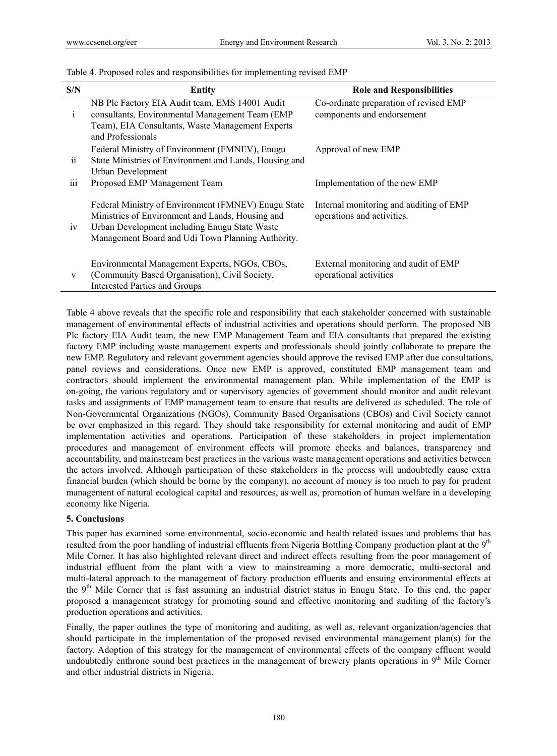Table 4. Proposed roles and responsibilities for implementing revised EMP

| S/N | Entity | Role and Responsibilities |
|---|---|---|
| i | NB Plc Factory EIA Audit team, EMS 14001 Audit consultants, Environmental Management Team (EMP Team), EIA Consultants, Waste Management Experts and Professionals | Co-ordinate preparation of revised EMP components and endorsement |
| ii | Federal Ministry of Environment (FMNEV), Enugu State Ministries of Environment and Lands, Housing and Urban Development | Approval of new EMP |
| iii | Proposed EMP Management Team | Implementation of the new EMP |
| iv | Federal Ministry of Environment (FMNEV) Enugu State Ministries of Environment and Lands, Housing and Urban Development including Enugu State Waste Management Board and Udi Town Planning Authority. | Internal monitoring and auditing of EMP operations and activities. |
| v | Environmental Management Experts, NGOs, CBOs, (Community Based Organisation), Civil Society, Interested Parties and Groups | External monitoring and audit of EMP operational activities |

Table 4 above reveals that the specific role and responsibility that each stakeholder concerned with sustainable management of environmental effects of industrial activities and operations should perform. The proposed NB Plc factory EIA Audit team, the new EMP Management Team and EIA consultants that prepared the existing factory EMP including waste management experts and professionals should jointly collaborate to prepare the new EMP. Regulatory and relevant government agencies should approve the revised EMP after due consultations, panel reviews and considerations. Once new EMP is approved, constituted EMP management team and contractors should implement the environmental management plan. While implementation of the EMP is on-going, the various regulatory and or supervisory agencies of government should monitor and audit relevant tasks and assignments of EMP management team to ensure that results are delivered as scheduled. The role of Non-Governmental Organizations (NGOs), Community Based Organisations (CBOs) and Civil Society cannot be over emphasized in this regard. They should take responsibility for external monitoring and audit of EMP implementation activities and operations. Participation of these stakeholders in project implementation procedures and management of environment effects will promote checks and balances, transparency and accountability, and mainstream best practices in the various waste management operations and activities between the actors involved. Although participation of these stakeholders in the process will undoubtedly cause extra financial burden (which should be borne by the company), no account of money is too much to pay for prudent management of natural ecological capital and resources, as well as, promotion of human welfare in a developing economy like Nigeria.

## 5. Conclusions

This paper has examined some environmental, socio-economic and health related issues and problems that has resulted from the poor handling of industrial effluents from Nigeria Bottling Company production plant at the 9th Mile Corner. It has also highlighted relevant direct and indirect effects resulting from the poor management of industrial effluent from the plant with a view to mainstreaming a more democratic, multi-sectoral and multi-lateral approach to the management of factory production effluents and ensuing environmental effects at the 9th Mile Corner that is fast assuming an industrial district status in Enugu State. To this end, the paper proposed a management strategy for promoting sound and effective monitoring and auditing of the factory's production operations and activities.

Finally, the paper outlines the type of monitoring and auditing, as well as, relevant organization/agencies that should participate in the implementation of the proposed revised environmental management plan(s) for the factory. Adoption of this strategy for the management of environmental effects of the company effluent would undoubtedly enthrone sound best practices in the management of brewery plants operations in 9th Mile Corner and other industrial districts in Nigeria.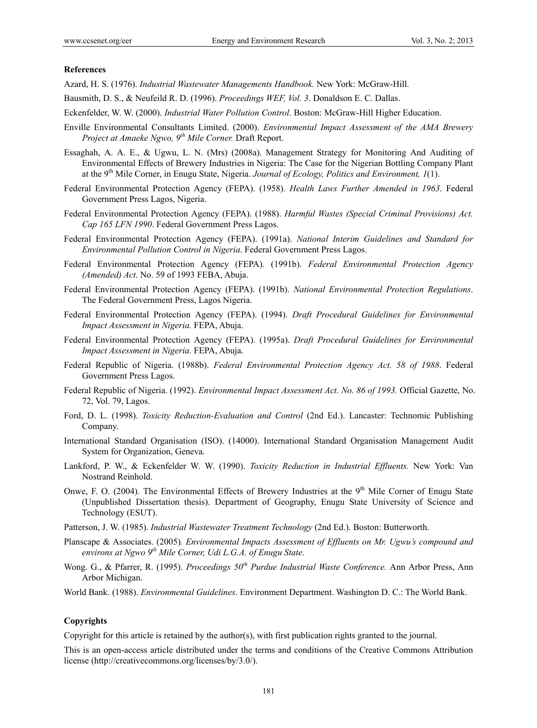## References

Azard, H. S. (1976). *Industrial Wastewater Managements Handbook.* New York: McGraw-Hill.

Bausmith, D. S., & Neufeild R. D. (1996). *Proceedings WEF, Vol. 3*. Donaldson E. C. Dallas.

Eckenfelder, W. W. (2000). *Industrial Water Pollution Control*. Boston: McGraw-Hill Higher Education.

Enville Environmental Consultants Limited. (2000). *Environmental Impact Assessment of the AMA Brewery Project at Amaeke Ngwo, 9th Mile Corner.* Draft Report.

Essaghah, A. A. E., & Ugwu, L. N. (Mrs) (2008a). Management Strategy for Monitoring And Auditing of Environmental Effects of Brewery Industries in Nigeria: The Case for the Nigerian Bottling Company Plant at the 9th Mile Corner, in Enugu State, Nigeria. *Journal of Ecology, Politics and Environment, 1*(1).

Federal Environmental Protection Agency (FEPA). (1958). *Health Laws Further Amended in 1963*. Federal Government Press Lagos, Nigeria.

Federal Environmental Protection Agency (FEPA). (1988). *Harmful Wastes (Special Criminal Provisions) Act. Cap 165 LFN 1990*. Federal Government Press Lagos.

Federal Environmental Protection Agency (FEPA). (1991a). *National Interim Guidelines and Standard for Environmental Pollution Control in Nigeria*. Federal Government Press Lagos.

Federal Environmental Protection Agency (FEPA). (1991b). *Federal Environmental Protection Agency (Amended) Act*. No. 59 of 1993 FEBA, Abuja.

Federal Environmental Protection Agency (FEPA). (1991b). *National Environmental Protection Regulations*. The Federal Government Press, Lagos Nigeria.

Federal Environmental Protection Agency (FEPA). (1994). *Draft Procedural Guidelines for Environmental Impact Assessment in Nigeria.* FEPA, Abuja.

Federal Environmental Protection Agency (FEPA). (1995a). *Draft Procedural Guidelines for Environmental Impact Assessment in Nigeria.* FEPA, Abuja.

Federal Republic of Nigeria. (1988b). *Federal Environmental Protection Agency Act. 58 of 1988*. Federal Government Press Lagos.

Federal Republic of Nigeria. (1992). *Environmental Impact Assessment Act. No. 86 of 1993.* Official Gazette, No. 72, Vol. 79, Lagos.

Ford, D. L. (1998). *Toxicity Reduction-Evaluation and Control* (2nd Ed.). Lancaster: Technomic Publishing Company.

International Standard Organisation (ISO). (14000). International Standard Organisation Management Audit System for Organization, Geneva.

Lankford, P. W., & Eckenfelder W. W. (1990). *Toxicity Reduction in Industrial Effluents.* New York: Van Nostrand Reinhold.

Onwe, F. O. (2004). The Environmental Effects of Brewery Industries at the 9th Mile Corner of Enugu State (Unpublished Dissertation thesis). Department of Geography, Enugu State University of Science and Technology (ESUT).

Patterson, J. W. (1985). *Industrial Wastewater Treatment Technology* (2nd Ed.). Boston: Butterworth.

Planscape & Associates. (2005)*. Environmental Impacts Assessment of Effluents on Mr. Ugwu's compound and environs at Ngwo 9th Mile Corner, Udi L.G.A. of Enugu State*.

Wong. G., & Pfarrer, R. (1995). *Proceedings 50th Purdue Industrial Waste Conference.* Ann Arbor Press, Ann Arbor Michigan.

World Bank. (1988). *Environmental Guidelines*. Environment Department. Washington D. C.: The World Bank.

## Copyrights

Copyright for this article is retained by the author(s), with first publication rights granted to the journal.

This is an open-access article distributed under the terms and conditions of the Creative Commons Attribution license (http://creativecommons.org/licenses/by/3.0/).